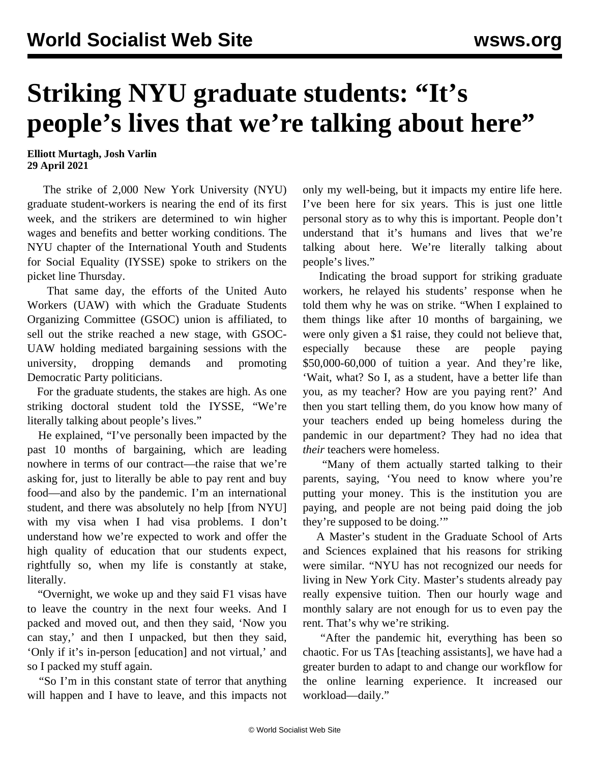# Striking NYU graduate students: "It's people's lives that we're talking about here"

**Elliott Murtagh, Josh Varlin**
**29 April 2021**

The strike of 2,000 New York University (NYU) graduate student-workers is nearing the end of its first week, and the strikers are determined to win higher wages and benefits and better working conditions. The NYU chapter of the International Youth and Students for Social Equality (IYSSE) spoke to strikers on the picket line Thursday.

That same day, the efforts of the United Auto Workers (UAW) with which the Graduate Students Organizing Committee (GSOC) union is affiliated, to sell out the strike reached a new stage, with GSOC-UAW holding mediated bargaining sessions with the university, dropping demands and promoting Democratic Party politicians.

For the graduate students, the stakes are high. As one striking doctoral student told the IYSSE, "We're literally talking about people's lives."

He explained, "I've personally been impacted by the past 10 months of bargaining, which are leading nowhere in terms of our contract—the raise that we're asking for, just to literally be able to pay rent and buy food—and also by the pandemic. I'm an international student, and there was absolutely no help [from NYU] with my visa when I had visa problems. I don't understand how we're expected to work and offer the high quality of education that our students expect, rightfully so, when my life is constantly at stake, literally.

"Overnight, we woke up and they said F1 visas have to leave the country in the next four weeks. And I packed and moved out, and then they said, 'Now you can stay,' and then I unpacked, but then they said, 'Only if it's in-person [education] and not virtual,' and so I packed my stuff again.

"So I'm in this constant state of terror that anything will happen and I have to leave, and this impacts not only my well-being, but it impacts my entire life here. I've been here for six years. This is just one little personal story as to why this is important. People don't understand that it's humans and lives that we're talking about here. We're literally talking about people's lives."

Indicating the broad support for striking graduate workers, he relayed his students' response when he told them why he was on strike. "When I explained to them things like after 10 months of bargaining, we were only given a $1 raise, they could not believe that, especially because these are people paying $50,000-60,000 of tuition a year. And they're like, 'Wait, what? So I, as a student, have a better life than you, as my teacher? How are you paying rent?' And then you start telling them, do you know how many of your teachers ended up being homeless during the pandemic in our department? They had no idea that *their* teachers were homeless.

"Many of them actually started talking to their parents, saying, 'You need to know where you're putting your money. This is the institution you are paying, and people are not being paid doing the job they're supposed to be doing.'"

A Master's student in the Graduate School of Arts and Sciences explained that his reasons for striking were similar. "NYU has not recognized our needs for living in New York City. Master's students already pay really expensive tuition. Then our hourly wage and monthly salary are not enough for us to even pay the rent. That's why we're striking.

"After the pandemic hit, everything has been so chaotic. For us TAs [teaching assistants], we have had a greater burden to adapt to and change our workflow for the online learning experience. It increased our workload—daily."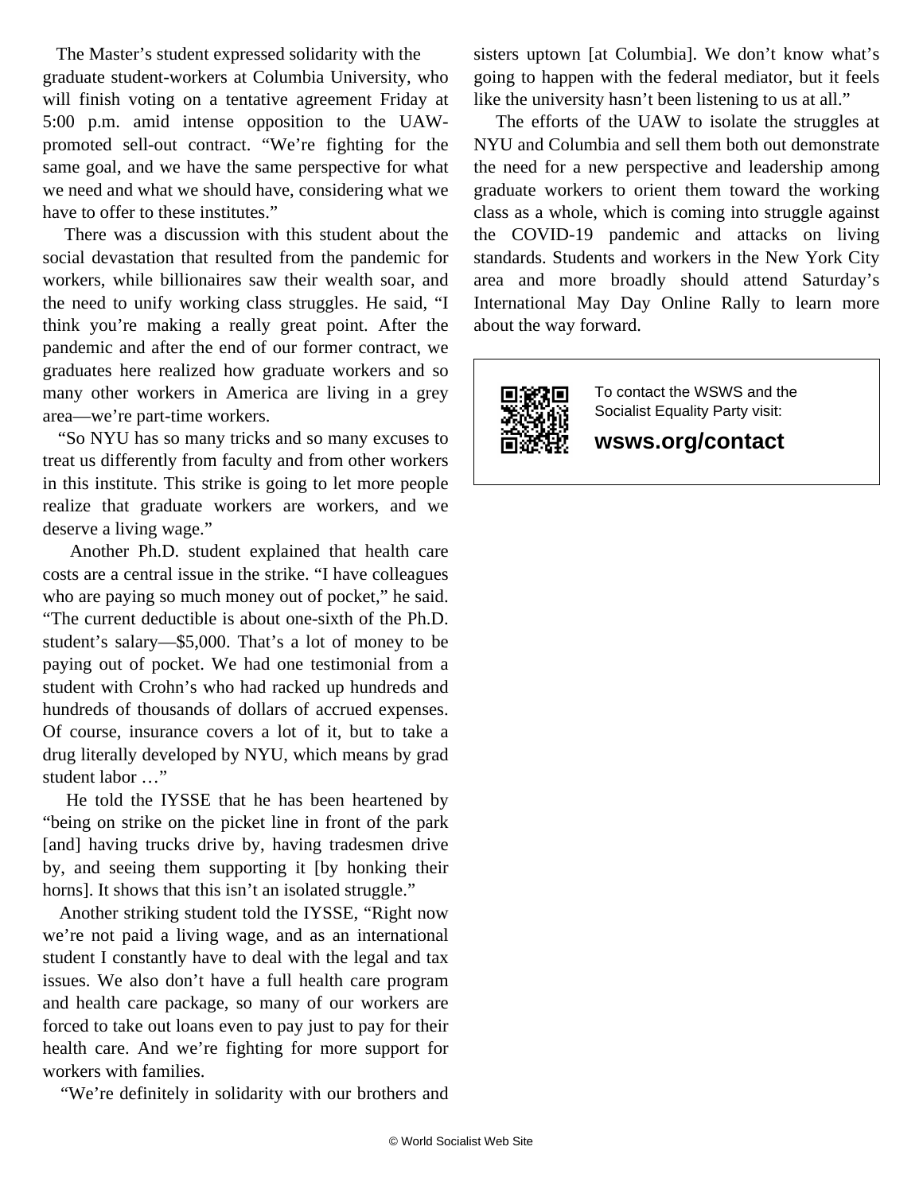The Master's student expressed solidarity with the graduate student-workers at Columbia University, who will finish voting on a tentative agreement Friday at 5:00 p.m. amid intense opposition to the UAW-promoted sell-out contract. "We're fighting for the same goal, and we have the same perspective for what we need and what we should have, considering what we have to offer to these institutes."

There was a discussion with this student about the social devastation that resulted from the pandemic for workers, while billionaires saw their wealth soar, and the need to unify working class struggles. He said, "I think you're making a really great point. After the pandemic and after the end of our former contract, we graduates here realized how graduate workers and so many other workers in America are living in a grey area—we're part-time workers.

"So NYU has so many tricks and so many excuses to treat us differently from faculty and from other workers in this institute. This strike is going to let more people realize that graduate workers are workers, and we deserve a living wage."

Another Ph.D. student explained that health care costs are a central issue in the strike. "I have colleagues who are paying so much money out of pocket," he said. "The current deductible is about one-sixth of the Ph.D. student's salary—$5,000. That's a lot of money to be paying out of pocket. We had one testimonial from a student with Crohn's who had racked up hundreds and hundreds of thousands of dollars of accrued expenses. Of course, insurance covers a lot of it, but to take a drug literally developed by NYU, which means by grad student labor …"

He told the IYSSE that he has been heartened by "being on strike on the picket line in front of the park [and] having trucks drive by, having tradesmen drive by, and seeing them supporting it [by honking their horns]. It shows that this isn't an isolated struggle."

Another striking student told the IYSSE, "Right now we're not paid a living wage, and as an international student I constantly have to deal with the legal and tax issues. We also don't have a full health care program and health care package, so many of our workers are forced to take out loans even to pay just to pay for their health care. And we're fighting for more support for workers with families.

"We're definitely in solidarity with our brothers and sisters uptown [at Columbia]. We don't know what's going to happen with the federal mediator, but it feels like the university hasn't been listening to us at all."

The efforts of the UAW to isolate the struggles at NYU and Columbia and sell them both out demonstrate the need for a new perspective and leadership among graduate workers to orient them toward the working class as a whole, which is coming into struggle against the COVID-19 pandemic and attacks on living standards. Students and workers in the New York City area and more broadly should attend Saturday's International May Day Online Rally to learn more about the way forward.

To contact the WSWS and the Socialist Equality Party visit:

**wsws.org/contact**